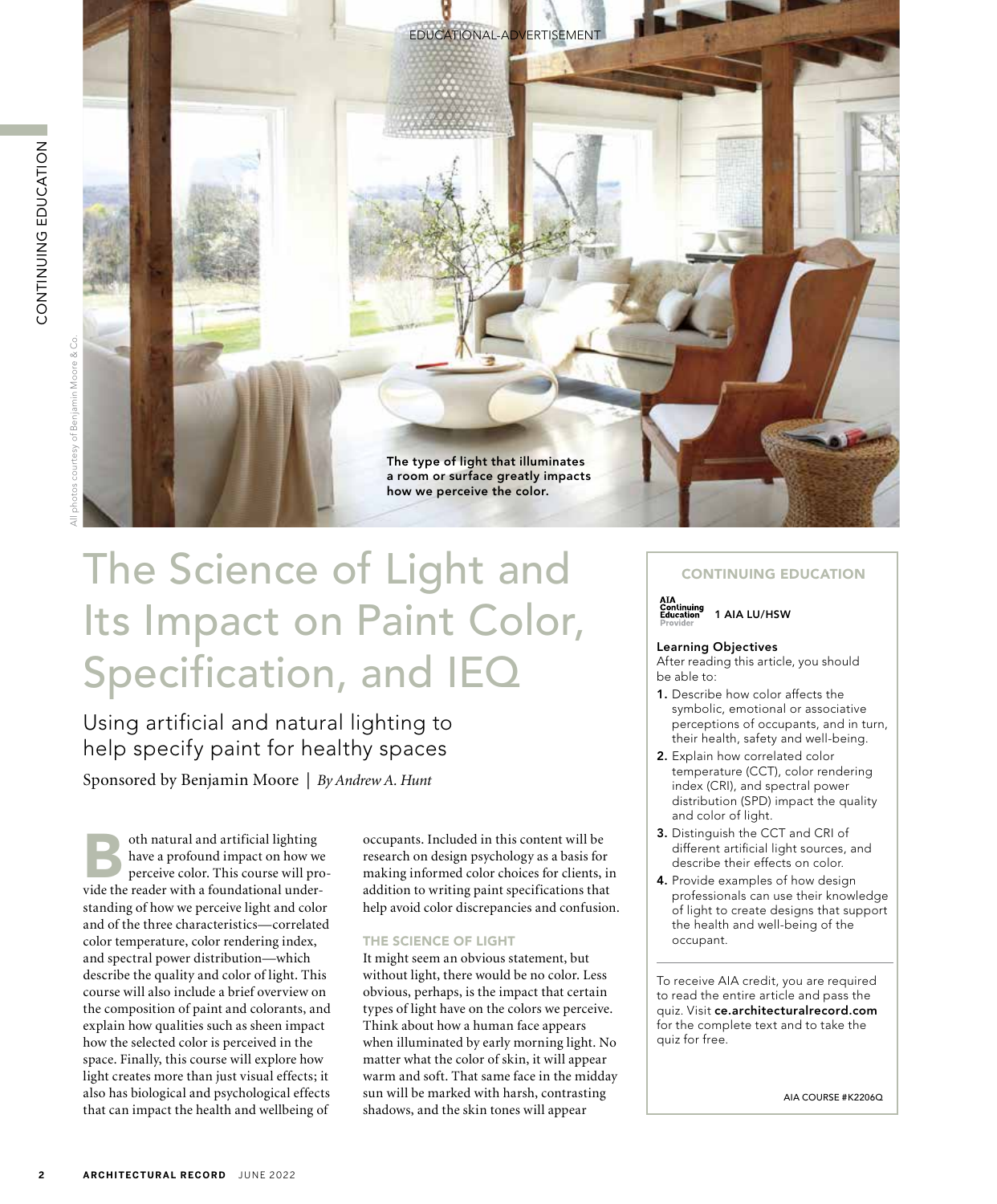EDUCATIONAL-ADVERTISEMENT

The type of light that illuminates a room or surface greatly impacts how we perceive the color.

All photos courtesy of Benjamin Moore & Co.

# The Science of Light and Its Impact on Paint Color, Specification, and IEQ

## Using artificial and natural lighting to help specify paint for healthy spaces

Sponsored by Benjamin Moore | *By Andrew A. Hunt*

Both natural and artificial lighting have a profound impact on how we perceive color. This course will provide the reader with a foundational understanding of how we perceive light and color and of the three characteristics—correlated color temperature, color rendering index, and spectral power distribution—which describe the quality and color of light. This course will also include a brief overview on the composition of paint and colorants, and explain how qualities such as sheen impact how the selected color is perceived in the space. Finally, this course will explore how light creates more than just visual effects; it also has biological and psychological effects that can impact the health and wellbeing of occupants. Included in this content will be research on design psychology as a basis for making informed color choices for clients, in addition to writing paint specifications that help avoid color discrepancies and confusion.

### THE SCIENCE OF LIGHT

It might seem an obvious statement, but without light, there would be no color. Less obvious, perhaps, is the impact that certain types of light have on the colors we perceive. Think about how a human face appears when illuminated by early morning light. No matter what the color of skin, it will appear warm and soft. That same face in the midday sun will be marked with harsh, contrasting shadows, and the skin tones will appear

---

**CONTINUING EDUCATION**

AIA Continuing Education Provider — 1 AIA LU/HSW

**Learning Objectives**

After reading this article, you should be able to:

1. Describe how color affects the symbolic, emotional or associative perceptions of occupants, and in turn, their health, safety and well-being.
2. Explain how correlated color temperature (CCT), color rendering index (CRI), and spectral power distribution (SPD) impact the quality and color of light.
3. Distinguish the CCT and CRI of different artificial light sources, and describe their effects on color.
4. Provide examples of how design professionals can use their knowledge of light to create designs that support the health and well-being of the occupant.

To receive AIA credit, you are required to read the entire article and pass the quiz. Visit **ce.architecturalrecord.com** for the complete text and to take the quiz for free.

AIA COURSE #K2206Q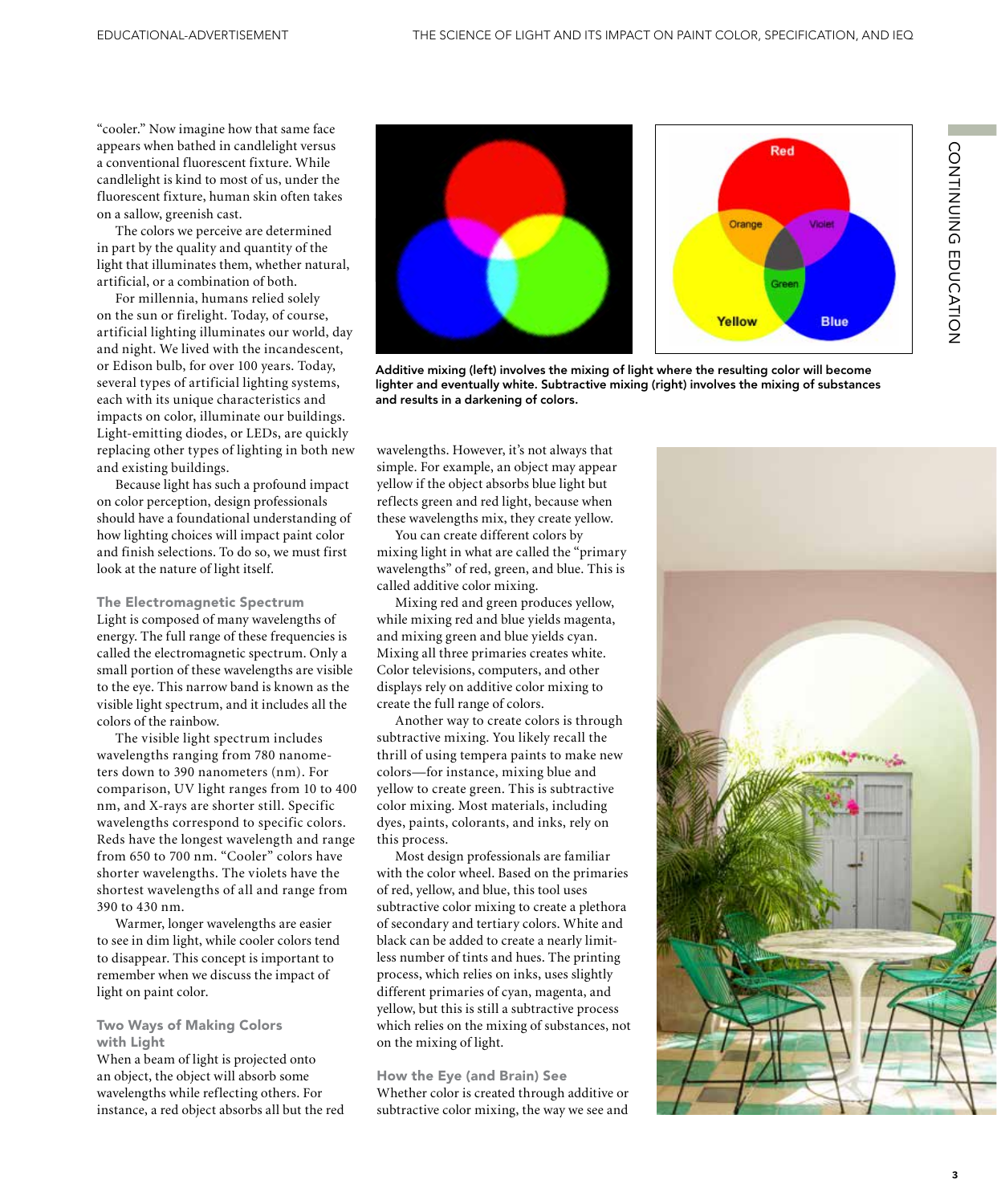"cooler." Now imagine how that same face appears when bathed in candlelight versus a conventional fluorescent fixture. While candlelight is kind to most of us, under the fluorescent fixture, human skin often takes on a sallow, greenish cast.

The colors we perceive are determined in part by the quality and quantity of the light that illuminates them, whether natural, artificial, or a combination of both.

For millennia, humans relied solely on the sun or firelight. Today, of course, artificial lighting illuminates our world, day and night. We lived with the incandescent, or Edison bulb, for over 100 years. Today, several types of artificial lighting systems, each with its unique characteristics and impacts on color, illuminate our buildings. Light-emitting diodes, or LEDs, are quickly replacing other types of lighting in both new and existing buildings.

Because light has such a profound impact on color perception, design professionals should have a foundational understanding of how lighting choices will impact paint color and finish selections. To do so, we must first look at the nature of light itself.

### The Electromagnetic Spectrum

Light is composed of many wavelengths of energy. The full range of these frequencies is called the electromagnetic spectrum. Only a small portion of these wavelengths are visible to the eye. This narrow band is known as the visible light spectrum, and it includes all the colors of the rainbow.

The visible light spectrum includes wavelengths ranging from 780 nanometers down to 390 nanometers (nm). For comparison, UV light ranges from 10 to 400 nm, and X-rays are shorter still. Specific wavelengths correspond to specific colors. Reds have the longest wavelength and range from 650 to 700 nm. "Cooler" colors have shorter wavelengths. The violets have the shortest wavelengths of all and range from 390 to 430 nm.

Warmer, longer wavelengths are easier to see in dim light, while cooler colors tend to disappear. This concept is important to remember when we discuss the impact of light on paint color.

### Two Ways of Making Colors with Light

When a beam of light is projected onto an object, the object will absorb some wavelengths while reflecting others. For instance, a red object absorbs all but the red wavelengths. However, it's not always that simple. For example, an object may appear yellow if the object absorbs blue light but reflects green and red light, because when these wavelengths mix, they create yellow.

You can create different colors by mixing light in what are called the "primary wavelengths" of red, green, and blue. This is called additive color mixing.

Mixing red and green produces yellow, while mixing red and blue yields magenta, and mixing green and blue yields cyan. Mixing all three primaries creates white. Color televisions, computers, and other displays rely on additive color mixing to create the full range of colors.

Another way to create colors is through subtractive mixing. You likely recall the thrill of using tempera paints to make new colors—for instance, mixing blue and yellow to create green. This is subtractive color mixing. Most materials, including dyes, paints, colorants, and inks, rely on this process.

Most design professionals are familiar with the color wheel. Based on the primaries of red, yellow, and blue, this tool uses subtractive color mixing to create a plethora of secondary and tertiary colors. White and black can be added to create a nearly limitless number of tints and hues. The printing process, which relies on inks, uses slightly different primaries of cyan, magenta, and yellow, but this is still a subtractive process which relies on the mixing of substances, not on the mixing of light.

**Additive mixing (left) involves the mixing of light where the resulting color will become lighter and eventually white. Subtractive mixing (right) involves the mixing of substances and results in a darkening of colors.**

### How the Eye (and Brain) See

Whether color is created through additive or subtractive color mixing, the way we see and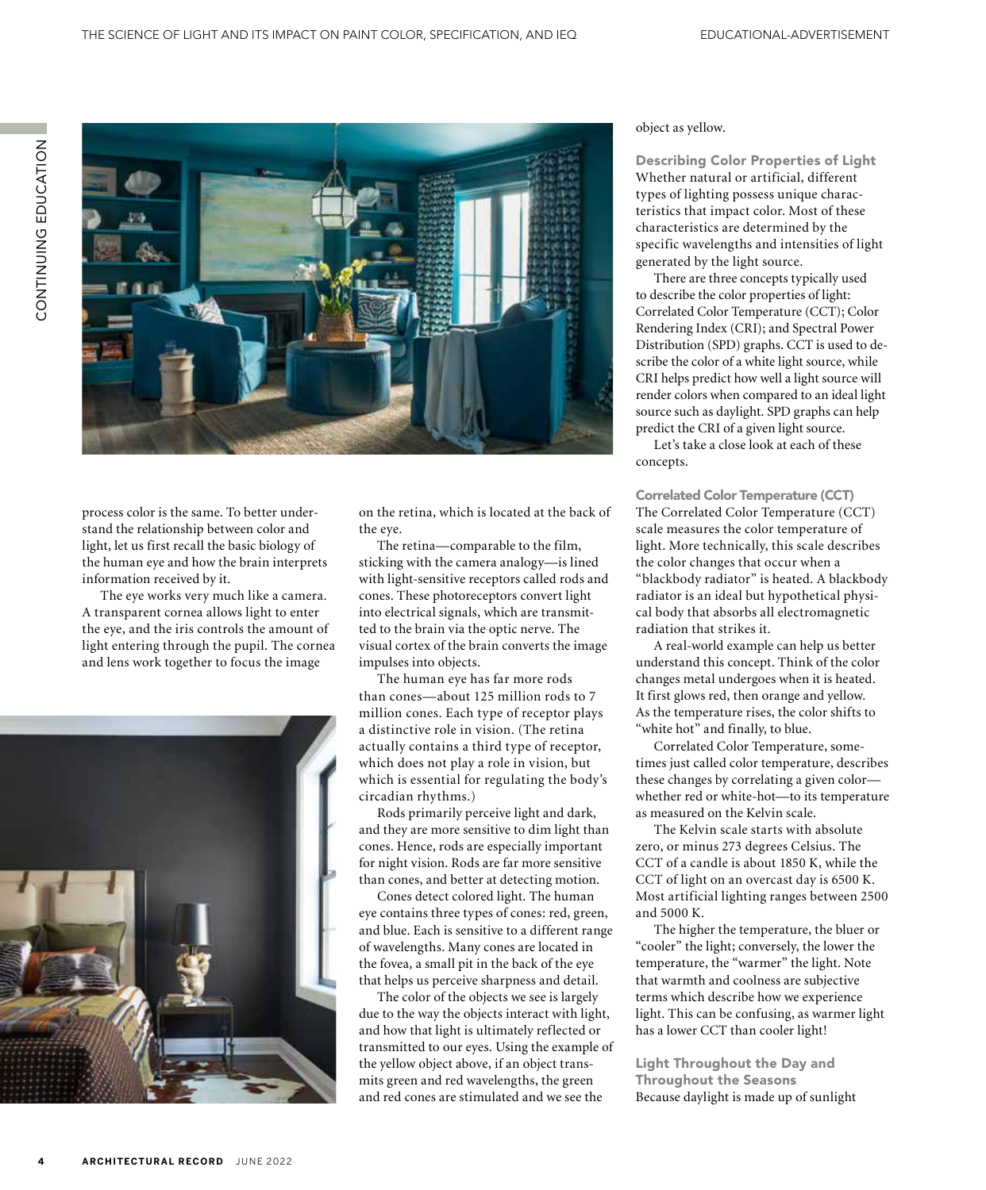process color is the same. To better understand the relationship between color and light, let us first recall the basic biology of the human eye and how the brain interprets information received by it.

The eye works very much like a camera. A transparent cornea allows light to enter the eye, and the iris controls the amount of light entering through the pupil. The cornea and lens work together to focus the image on the retina, which is located at the back of the eye.

The retina—comparable to the film, sticking with the camera analogy—is lined with light-sensitive receptors called rods and cones. These photoreceptors convert light into electrical signals, which are transmitted to the brain via the optic nerve. The visual cortex of the brain converts the image impulses into objects.

The human eye has far more rods than cones—about 125 million rods to 7 million cones. Each type of receptor plays a distinctive role in vision. (The retina actually contains a third type of receptor, which does not play a role in vision, but which is essential for regulating the body's circadian rhythms.)

Rods primarily perceive light and dark, and they are more sensitive to dim light than cones. Hence, rods are especially important for night vision. Rods are far more sensitive than cones, and better at detecting motion.

Cones detect colored light. The human eye contains three types of cones: red, green, and blue. Each is sensitive to a different range of wavelengths. Many cones are located in the fovea, a small pit in the back of the eye that helps us perceive sharpness and detail.

The color of the objects we see is largely due to the way the objects interact with light, and how that light is ultimately reflected or transmitted to our eyes. Using the example of the yellow object above, if an object transmits green and red wavelengths, the green and red cones are stimulated and we see the object as yellow.

## Describing Color Properties of Light

Whether natural or artificial, different types of lighting possess unique characteristics that impact color. Most of these characteristics are determined by the specific wavelengths and intensities of light generated by the light source.

There are three concepts typically used to describe the color properties of light: Correlated Color Temperature (CCT); Color Rendering Index (CRI); and Spectral Power Distribution (SPD) graphs. CCT is used to describe the color of a white light source, while CRI helps predict how well a light source will render colors when compared to an ideal light source such as daylight. SPD graphs can help predict the CRI of a given light source.

Let's take a close look at each of these concepts.

### Correlated Color Temperature (CCT)

The Correlated Color Temperature (CCT) scale measures the color temperature of light. More technically, this scale describes the color changes that occur when a "blackbody radiator" is heated. A blackbody radiator is an ideal but hypothetical physical body that absorbs all electromagnetic radiation that strikes it.

A real-world example can help us better understand this concept. Think of the color changes metal undergoes when it is heated. It first glows red, then orange and yellow. As the temperature rises, the color shifts to "white hot" and finally, to blue.

Correlated Color Temperature, sometimes just called color temperature, describes these changes by correlating a given color—whether red or white-hot—to its temperature as measured on the Kelvin scale.

The Kelvin scale starts with absolute zero, or minus 273 degrees Celsius. The CCT of a candle is about 1850 K, while the CCT of light on an overcast day is 6500 K. Most artificial lighting ranges between 2500 and 5000 K.

The higher the temperature, the bluer or "cooler" the light; conversely, the lower the temperature, the "warmer" the light. Note that warmth and coolness are subjective terms which describe how we experience light. This can be confusing, as warmer light has a lower CCT than cooler light!

## Light Throughout the Day and Throughout the Seasons

Because daylight is made up of sunlight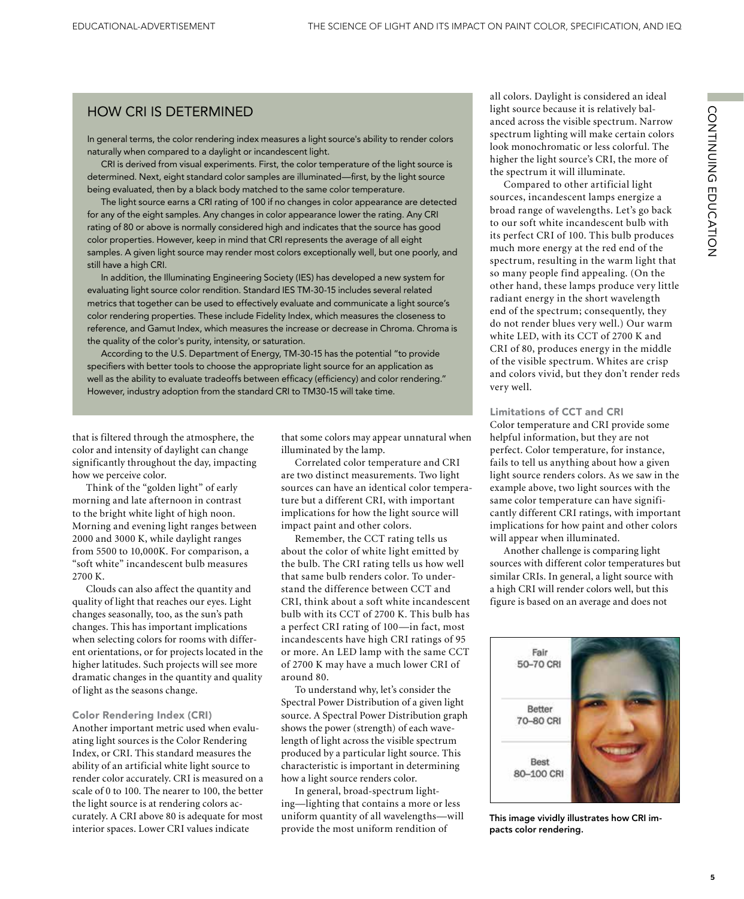## HOW CRI IS DETERMINED

In general terms, the color rendering index measures a light source's ability to render colors naturally when compared to a daylight or incandescent light.

CRI is derived from visual experiments. First, the color temperature of the light source is determined. Next, eight standard color samples are illuminated—first, by the light source being evaluated, then by a black body matched to the same color temperature.

The light source earns a CRI rating of 100 if no changes in color appearance are detected for any of the eight samples. Any changes in color appearance lower the rating. Any CRI rating of 80 or above is normally considered high and indicates that the source has good color properties. However, keep in mind that CRI represents the average of all eight samples. A given light source may render most colors exceptionally well, but one poorly, and still have a high CRI.

In addition, the Illuminating Engineering Society (IES) has developed a new system for evaluating light source color rendition. Standard IES TM-30-15 includes several related metrics that together can be used to effectively evaluate and communicate a light source's color rendering properties. These include Fidelity Index, which measures the closeness to reference, and Gamut Index, which measures the increase or decrease in Chroma. Chroma is the quality of the color's purity, intensity, or saturation.

According to the U.S. Department of Energy, TM-30-15 has the potential "to provide specifiers with better tools to choose the appropriate light source for an application as well as the ability to evaluate tradeoffs between efficacy (efficiency) and color rendering." However, industry adoption from the standard CRI to TM30-15 will take time.

that is filtered through the atmosphere, the color and intensity of daylight can change significantly throughout the day, impacting how we perceive color.

Think of the "golden light" of early morning and late afternoon in contrast to the bright white light of high noon. Morning and evening light ranges between 2000 and 3000 K, while daylight ranges from 5500 to 10,000K. For comparison, a "soft white" incandescent bulb measures 2700 K.

Clouds can also affect the quantity and quality of light that reaches our eyes. Light changes seasonally, too, as the sun's path changes. This has important implications when selecting colors for rooms with different orientations, or for projects located in the higher latitudes. Such projects will see more dramatic changes in the quantity and quality of light as the seasons change.

### Color Rendering Index (CRI)

Another important metric used when evaluating light sources is the Color Rendering Index, or CRI. This standard measures the ability of an artificial white light source to render color accurately. CRI is measured on a scale of 0 to 100. The nearer to 100, the better the light source is at rendering colors accurately. A CRI above 80 is adequate for most interior spaces. Lower CRI values indicate that some colors may appear unnatural when illuminated by the lamp.

Correlated color temperature and CRI are two distinct measurements. Two light sources can have an identical color temperature but a different CRI, with important implications for how the light source will impact paint and other colors.

Remember, the CCT rating tells us about the color of white light emitted by the bulb. The CRI rating tells us how well that same bulb renders color. To understand the difference between CCT and CRI, think about a soft white incandescent bulb with its CCT of 2700 K. This bulb has a perfect CRI rating of 100—in fact, most incandescents have high CRI ratings of 95 or more. An LED lamp with the same CCT of 2700 K may have a much lower CRI of around 80.

To understand why, let's consider the Spectral Power Distribution of a given light source. A Spectral Power Distribution graph shows the power (strength) of each wavelength of light across the visible spectrum produced by a particular light source. This characteristic is important in determining how a light source renders color.

In general, broad-spectrum lighting—lighting that contains a more or less uniform quantity of all wavelengths—will provide the most uniform rendition of all colors. Daylight is considered an ideal light source because it is relatively balanced across the visible spectrum. Narrow spectrum lighting will make certain colors look monochromatic or less colorful. The higher the light source's CRI, the more of the spectrum it will illuminate.

Compared to other artificial light sources, incandescent lamps energize a broad range of wavelengths. Let's go back to our soft white incandescent bulb with its perfect CRI of 100. This bulb produces much more energy at the red end of the spectrum, resulting in the warm light that so many people find appealing. (On the other hand, these lamps produce very little radiant energy in the short wavelength end of the spectrum; consequently, they do not render blues very well.) Our warm white LED, with its CCT of 2700 K and CRI of 80, produces energy in the middle of the visible spectrum. Whites are crisp and colors vivid, but they don't render reds very well.

### Limitations of CCT and CRI

Color temperature and CRI provide some helpful information, but they are not perfect. Color temperature, for instance, fails to tell us anything about how a given light source renders colors. As we saw in the example above, two light sources with the same color temperature can have significantly different CRI ratings, with important implications for how paint and other colors will appear when illuminated.

Another challenge is comparing light sources with different color temperatures but similar CRIs. In general, a light source with a high CRI will render colors well, but this figure is based on an average and does not

Fair 50–70 CRI

Better 70–80 CRI

Best 80–100 CRI

This image vividly illustrates how CRI impacts color rendering.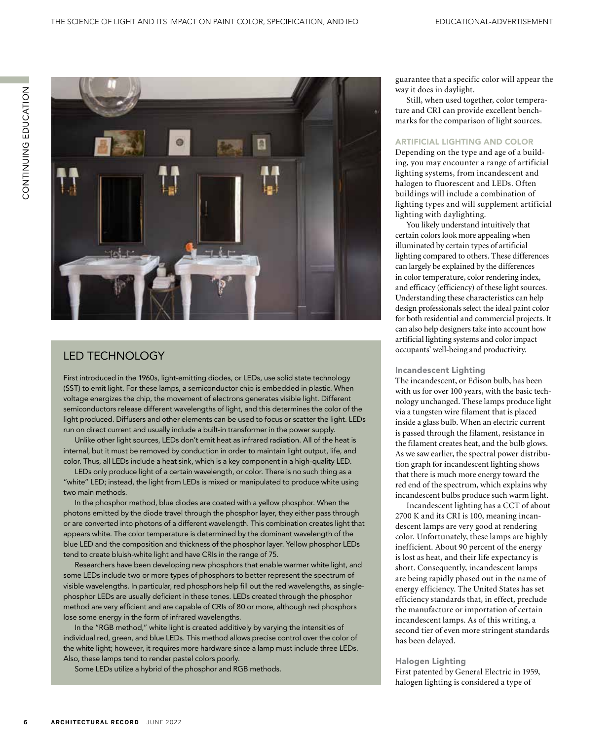## LED TECHNOLOGY

First introduced in the 1960s, light-emitting diodes, or LEDs, use solid state technology (SST) to emit light. For these lamps, a semiconductor chip is embedded in plastic. When voltage energizes the chip, the movement of electrons generates visible light. Different semiconductors release different wavelengths of light, and this determines the color of the light produced. Diffusers and other elements can be used to focus or scatter the light. LEDs run on direct current and usually include a built-in transformer in the power supply.

Unlike other light sources, LEDs don't emit heat as infrared radiation. All of the heat is internal, but it must be removed by conduction in order to maintain light output, life, and color. Thus, all LEDs include a heat sink, which is a key component in a high-quality LED.

LEDs only produce light of a certain wavelength, or color. There is no such thing as a "white" LED; instead, the light from LEDs is mixed or manipulated to produce white using two main methods.

In the phosphor method, blue diodes are coated with a yellow phosphor. When the photons emitted by the diode travel through the phosphor layer, they either pass through or are converted into photons of a different wavelength. This combination creates light that appears white. The color temperature is determined by the dominant wavelength of the blue LED and the composition and thickness of the phosphor layer. Yellow phosphor LEDs tend to create bluish-white light and have CRIs in the range of 75.

Researchers have been developing new phosphors that enable warmer white light, and some LEDs include two or more types of phosphors to better represent the spectrum of visible wavelengths. In particular, red phosphors help fill out the red wavelengths, as single-phosphor LEDs are usually deficient in these tones. LEDs created through the phosphor method are very efficient and are capable of CRIs of 80 or more, although red phosphors lose some energy in the form of infrared wavelengths.

In the "RGB method," white light is created additively by varying the intensities of individual red, green, and blue LEDs. This method allows precise control over the color of the white light; however, it requires more hardware since a lamp must include three LEDs. Also, these lamps tend to render pastel colors poorly.

Some LEDs utilize a hybrid of the phosphor and RGB methods.

guarantee that a specific color will appear the way it does in daylight.

Still, when used together, color temperature and CRI can provide excellent benchmarks for the comparison of light sources.

## ARTIFICIAL LIGHTING AND COLOR

Depending on the type and age of a building, you may encounter a range of artificial lighting systems, from incandescent and halogen to fluorescent and LEDs. Often buildings will include a combination of lighting types and will supplement artificial lighting with daylighting.

You likely understand intuitively that certain colors look more appealing when illuminated by certain types of artificial lighting compared to others. These differences can largely be explained by the differences in color temperature, color rendering index, and efficacy (efficiency) of these light sources. Understanding these characteristics can help design professionals select the ideal paint color for both residential and commercial projects. It can also help designers take into account how artificial lighting systems and color impact occupants' well-being and productivity.

### Incandescent Lighting

The incandescent, or Edison bulb, has been with us for over 100 years, with the basic technology unchanged. These lamps produce light via a tungsten wire filament that is placed inside a glass bulb. When an electric current is passed through the filament, resistance in the filament creates heat, and the bulb glows. As we saw earlier, the spectral power distribution graph for incandescent lighting shows that there is much more energy toward the red end of the spectrum, which explains why incandescent bulbs produce such warm light.

Incandescent lighting has a CCT of about 2700 K and its CRI is 100, meaning incandescent lamps are very good at rendering color. Unfortunately, these lamps are highly inefficient. About 90 percent of the energy is lost as heat, and their life expectancy is short. Consequently, incandescent lamps are being rapidly phased out in the name of energy efficiency. The United States has set efficiency standards that, in effect, preclude the manufacture or importation of certain incandescent lamps. As of this writing, a second tier of even more stringent standards has been delayed.

### Halogen Lighting

First patented by General Electric in 1959, halogen lighting is considered a type of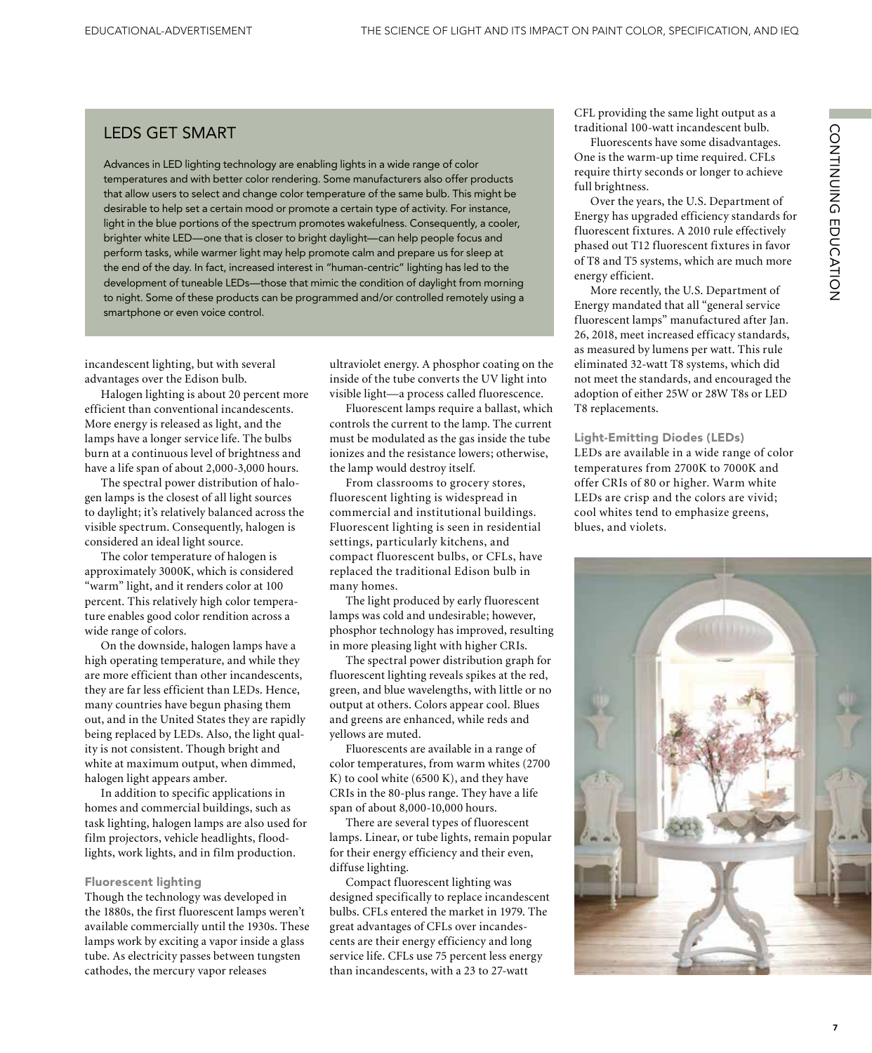## LEDS GET SMART

Advances in LED lighting technology are enabling lights in a wide range of color temperatures and with better color rendering. Some manufacturers also offer products that allow users to select and change color temperature of the same bulb. This might be desirable to help set a certain mood or promote a certain type of activity. For instance, light in the blue portions of the spectrum promotes wakefulness. Consequently, a cooler, brighter white LED—one that is closer to bright daylight—can help people focus and perform tasks, while warmer light may help promote calm and prepare us for sleep at the end of the day. In fact, increased interest in "human-centric" lighting has led to the development of tuneable LEDs—those that mimic the condition of daylight from morning to night. Some of these products can be programmed and/or controlled remotely using a smartphone or even voice control.

incandescent lighting, but with several advantages over the Edison bulb.

Halogen lighting is about 20 percent more efficient than conventional incandescents. More energy is released as light, and the lamps have a longer service life. The bulbs burn at a continuous level of brightness and have a life span of about 2,000-3,000 hours.

The spectral power distribution of halogen lamps is the closest of all light sources to daylight; it's relatively balanced across the visible spectrum. Consequently, halogen is considered an ideal light source.

The color temperature of halogen is approximately 3000K, which is considered "warm" light, and it renders color at 100 percent. This relatively high color temperature enables good color rendition across a wide range of colors.

On the downside, halogen lamps have a high operating temperature, and while they are more efficient than other incandescents, they are far less efficient than LEDs. Hence, many countries have begun phasing them out, and in the United States they are rapidly being replaced by LEDs. Also, the light quality is not consistent. Though bright and white at maximum output, when dimmed, halogen light appears amber.

In addition to specific applications in homes and commercial buildings, such as task lighting, halogen lamps are also used for film projectors, vehicle headlights, floodlights, work lights, and in film production.

### Fluorescent lighting

Though the technology was developed in the 1880s, the first fluorescent lamps weren't available commercially until the 1930s. These lamps work by exciting a vapor inside a glass tube. As electricity passes between tungsten cathodes, the mercury vapor releases ultraviolet energy. A phosphor coating on the inside of the tube converts the UV light into visible light—a process called fluorescence.

Fluorescent lamps require a ballast, which controls the current to the lamp. The current must be modulated as the gas inside the tube ionizes and the resistance lowers; otherwise, the lamp would destroy itself.

From classrooms to grocery stores, fluorescent lighting is widespread in commercial and institutional buildings. Fluorescent lighting is seen in residential settings, particularly kitchens, and compact fluorescent bulbs, or CFLs, have replaced the traditional Edison bulb in many homes.

The light produced by early fluorescent lamps was cold and undesirable; however, phosphor technology has improved, resulting in more pleasing light with higher CRIs.

The spectral power distribution graph for fluorescent lighting reveals spikes at the red, green, and blue wavelengths, with little or no output at others. Colors appear cool. Blues and greens are enhanced, while reds and yellows are muted.

Fluorescents are available in a range of color temperatures, from warm whites (2700 K) to cool white (6500 K), and they have CRIs in the 80-plus range. They have a life span of about 8,000-10,000 hours.

There are several types of fluorescent lamps. Linear, or tube lights, remain popular for their energy efficiency and their even, diffuse lighting.

Compact fluorescent lighting was designed specifically to replace incandescent bulbs. CFLs entered the market in 1979. The great advantages of CFLs over incandescents are their energy efficiency and long service life. CFLs use 75 percent less energy than incandescents, with a 23 to 27-watt CFL providing the same light output as a traditional 100-watt incandescent bulb.

Fluorescents have some disadvantages. One is the warm-up time required. CFLs require thirty seconds or longer to achieve full brightness.

Over the years, the U.S. Department of Energy has upgraded efficiency standards for fluorescent fixtures. A 2010 rule effectively phased out T12 fluorescent fixtures in favor of T8 and T5 systems, which are much more energy efficient.

More recently, the U.S. Department of Energy mandated that all "general service fluorescent lamps" manufactured after Jan. 26, 2018, meet increased efficacy standards, as measured by lumens per watt. This rule eliminated 32-watt T8 systems, which did not meet the standards, and encouraged the adoption of either 25W or 28W T8s or LED T8 replacements.

### Light-Emitting Diodes (LEDs)

LEDs are available in a wide range of color temperatures from 2700K to 7000K and offer CRIs of 80 or higher. Warm white LEDs are crisp and the colors are vivid; cool whites tend to emphasize greens, blues, and violets.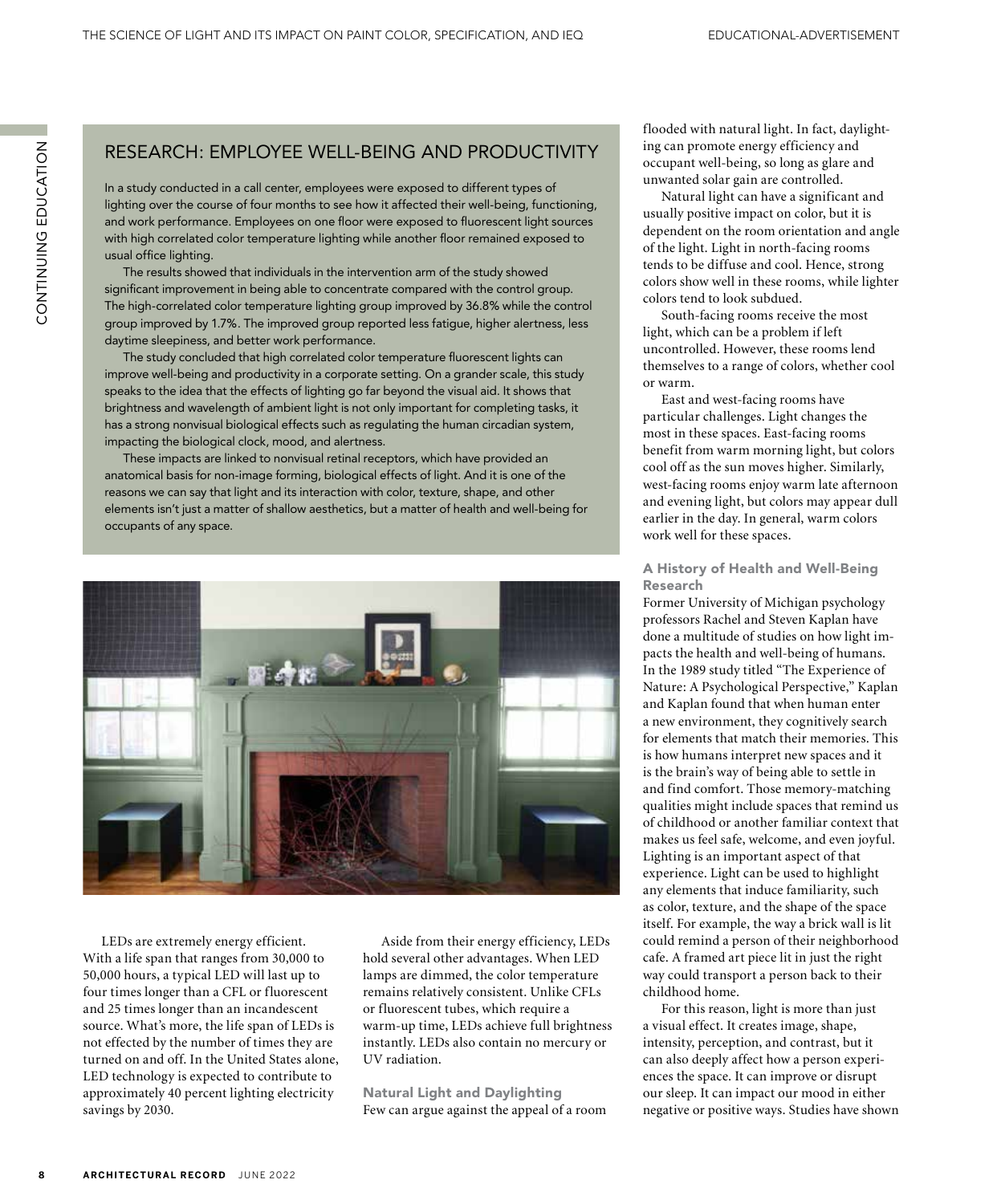## RESEARCH: EMPLOYEE WELL-BEING AND PRODUCTIVITY

In a study conducted in a call center, employees were exposed to different types of lighting over the course of four months to see how it affected their well-being, functioning, and work performance. Employees on one floor were exposed to fluorescent light sources with high correlated color temperature lighting while another floor remained exposed to usual office lighting.

The results showed that individuals in the intervention arm of the study showed significant improvement in being able to concentrate compared with the control group. The high-correlated color temperature lighting group improved by 36.8% while the control group improved by 1.7%. The improved group reported less fatigue, higher alertness, less daytime sleepiness, and better work performance.

The study concluded that high correlated color temperature fluorescent lights can improve well-being and productivity in a corporate setting. On a grander scale, this study speaks to the idea that the effects of lighting go far beyond the visual aid. It shows that brightness and wavelength of ambient light is not only important for completing tasks, it has a strong nonvisual biological effects such as regulating the human circadian system, impacting the biological clock, mood, and alertness.

These impacts are linked to nonvisual retinal receptors, which have provided an anatomical basis for non-image forming, biological effects of light. And it is one of the reasons we can say that light and its interaction with color, texture, shape, and other elements isn't just a matter of shallow aesthetics, but a matter of health and well-being for occupants of any space.

LEDs are extremely energy efficient. With a life span that ranges from 30,000 to 50,000 hours, a typical LED will last up to four times longer than a CFL or fluorescent and 25 times longer than an incandescent source. What's more, the life span of LEDs is not effected by the number of times they are turned on and off. In the United States alone, LED technology is expected to contribute to approximately 40 percent lighting electricity savings by 2030.

Aside from their energy efficiency, LEDs hold several other advantages. When LED lamps are dimmed, the color temperature remains relatively consistent. Unlike CFLs or fluorescent tubes, which require a warm-up time, LEDs achieve full brightness instantly. LEDs also contain no mercury or UV radiation.

### Natural Light and Daylighting

Few can argue against the appeal of a room flooded with natural light. In fact, daylighting can promote energy efficiency and occupant well-being, so long as glare and unwanted solar gain are controlled.

Natural light can have a significant and usually positive impact on color, but it is dependent on the room orientation and angle of the light. Light in north-facing rooms tends to be diffuse and cool. Hence, strong colors show well in these rooms, while lighter colors tend to look subdued.

South-facing rooms receive the most light, which can be a problem if left uncontrolled. However, these rooms lend themselves to a range of colors, whether cool or warm.

East and west-facing rooms have particular challenges. Light changes the most in these spaces. East-facing rooms benefit from warm morning light, but colors cool off as the sun moves higher. Similarly, west-facing rooms enjoy warm late afternoon and evening light, but colors may appear dull earlier in the day. In general, warm colors work well for these spaces.

### A History of Health and Well-Being Research

Former University of Michigan psychology professors Rachel and Steven Kaplan have done a multitude of studies on how light impacts the health and well-being of humans. In the 1989 study titled "The Experience of Nature: A Psychological Perspective," Kaplan and Kaplan found that when human enter a new environment, they cognitively search for elements that match their memories. This is how humans interpret new spaces and it is the brain's way of being able to settle in and find comfort. Those memory-matching qualities might include spaces that remind us of childhood or another familiar context that makes us feel safe, welcome, and even joyful. Lighting is an important aspect of that experience. Light can be used to highlight any elements that induce familiarity, such as color, texture, and the shape of the space itself. For example, the way a brick wall is lit could remind a person of their neighborhood cafe. A framed art piece lit in just the right way could transport a person back to their childhood home.

For this reason, light is more than just a visual effect. It creates image, shape, intensity, perception, and contrast, but it can also deeply affect how a person experiences the space. It can improve or disrupt our sleep. It can impact our mood in either negative or positive ways. Studies have shown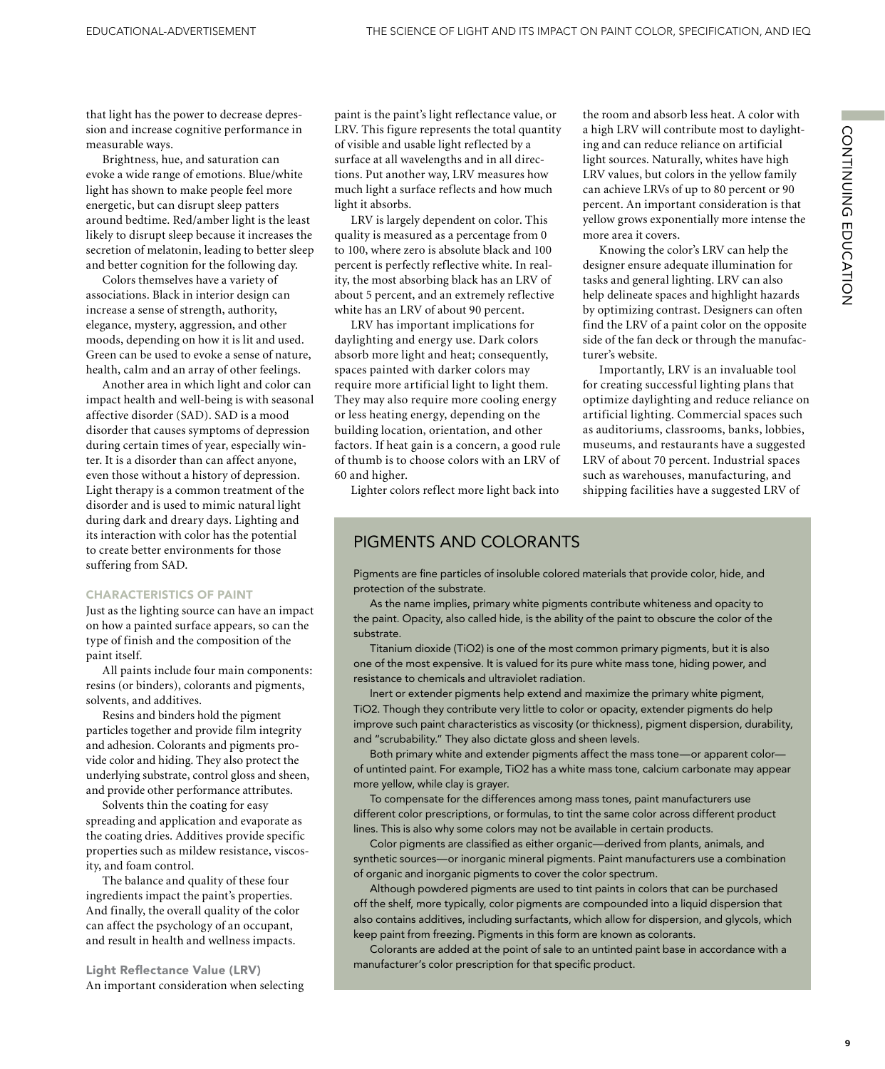that light has the power to decrease depression and increase cognitive performance in measurable ways.

Brightness, hue, and saturation can evoke a wide range of emotions. Blue/white light has shown to make people feel more energetic, but can disrupt sleep patters around bedtime. Red/amber light is the least likely to disrupt sleep because it increases the secretion of melatonin, leading to better sleep and better cognition for the following day.

Colors themselves have a variety of associations. Black in interior design can increase a sense of strength, authority, elegance, mystery, aggression, and other moods, depending on how it is lit and used. Green can be used to evoke a sense of nature, health, calm and an array of other feelings.

Another area in which light and color can impact health and well-being is with seasonal affective disorder (SAD). SAD is a mood disorder that causes symptoms of depression during certain times of year, especially winter. It is a disorder than can affect anyone, even those without a history of depression. Light therapy is a common treatment of the disorder and is used to mimic natural light during dark and dreary days. Lighting and its interaction with color has the potential to create better environments for those suffering from SAD.

### CHARACTERISTICS OF PAINT

Just as the lighting source can have an impact on how a painted surface appears, so can the type of finish and the composition of the paint itself.

All paints include four main components: resins (or binders), colorants and pigments, solvents, and additives.

Resins and binders hold the pigment particles together and provide film integrity and adhesion. Colorants and pigments provide color and hiding. They also protect the underlying substrate, control gloss and sheen, and provide other performance attributes.

Solvents thin the coating for easy spreading and application and evaporate as the coating dries. Additives provide specific properties such as mildew resistance, viscosity, and foam control.

The balance and quality of these four ingredients impact the paint's properties. And finally, the overall quality of the color can affect the psychology of an occupant, and result in health and wellness impacts.

#### Light Reflectance Value (LRV)

An important consideration when selecting paint is the paint's light reflectance value, or LRV. This figure represents the total quantity of visible and usable light reflected by a surface at all wavelengths and in all directions. Put another way, LRV measures how much light a surface reflects and how much light it absorbs.

LRV is largely dependent on color. This quality is measured as a percentage from 0 to 100, where zero is absolute black and 100 percent is perfectly reflective white. In reality, the most absorbing black has an LRV of about 5 percent, and an extremely reflective white has an LRV of about 90 percent.

LRV has important implications for daylighting and energy use. Dark colors absorb more light and heat; consequently, spaces painted with darker colors may require more artificial light to light them. They may also require more cooling energy or less heating energy, depending on the building location, orientation, and other factors. If heat gain is a concern, a good rule of thumb is to choose colors with an LRV of 60 and higher.

Lighter colors reflect more light back into the room and absorb less heat. A color with a high LRV will contribute most to daylighting and can reduce reliance on artificial light sources. Naturally, whites have high LRV values, but colors in the yellow family can achieve LRVs of up to 80 percent or 90 percent. An important consideration is that yellow grows exponentially more intense the more area it covers.

Knowing the color's LRV can help the designer ensure adequate illumination for tasks and general lighting. LRV can also help delineate spaces and highlight hazards by optimizing contrast. Designers can often find the LRV of a paint color on the opposite side of the fan deck or through the manufacturer's website.

Importantly, LRV is an invaluable tool for creating successful lighting plans that optimize daylighting and reduce reliance on artificial lighting. Commercial spaces such as auditoriums, classrooms, banks, lobbies, museums, and restaurants have a suggested LRV of about 70 percent. Industrial spaces such as warehouses, manufacturing, and shipping facilities have a suggested LRV of

## PIGMENTS AND COLORANTS

Pigments are fine particles of insoluble colored materials that provide color, hide, and protection of the substrate.

As the name implies, primary white pigments contribute whiteness and opacity to the paint. Opacity, also called hide, is the ability of the paint to obscure the color of the substrate.

Titanium dioxide ($TiO_2$) is one of the most common primary pigments, but it is also one of the most expensive. It is valued for its pure white mass tone, hiding power, and resistance to chemicals and ultraviolet radiation.

Inert or extender pigments help extend and maximize the primary white pigment, $TiO_2$. Though they contribute very little to color or opacity, extender pigments do help improve such paint characteristics as viscosity (or thickness), pigment dispersion, durability, and "scrubability." They also dictate gloss and sheen levels.

Both primary white and extender pigments affect the mass tone—or apparent color—of untinted paint. For example, $TiO_2$ has a white mass tone, calcium carbonate may appear more yellow, while clay is grayer.

To compensate for the differences among mass tones, paint manufacturers use different color prescriptions, or formulas, to tint the same color across different product lines. This is also why some colors may not be available in certain products.

Color pigments are classified as either organic—derived from plants, animals, and synthetic sources—or inorganic mineral pigments. Paint manufacturers use a combination of organic and inorganic pigments to cover the color spectrum.

Although powdered pigments are used to tint paints in colors that can be purchased off the shelf, more typically, color pigments are compounded into a liquid dispersion that also contains additives, including surfactants, which allow for dispersion, and glycols, which keep paint from freezing. Pigments in this form are known as colorants.

Colorants are added at the point of sale to an untinted paint base in accordance with a manufacturer's color prescription for that specific product.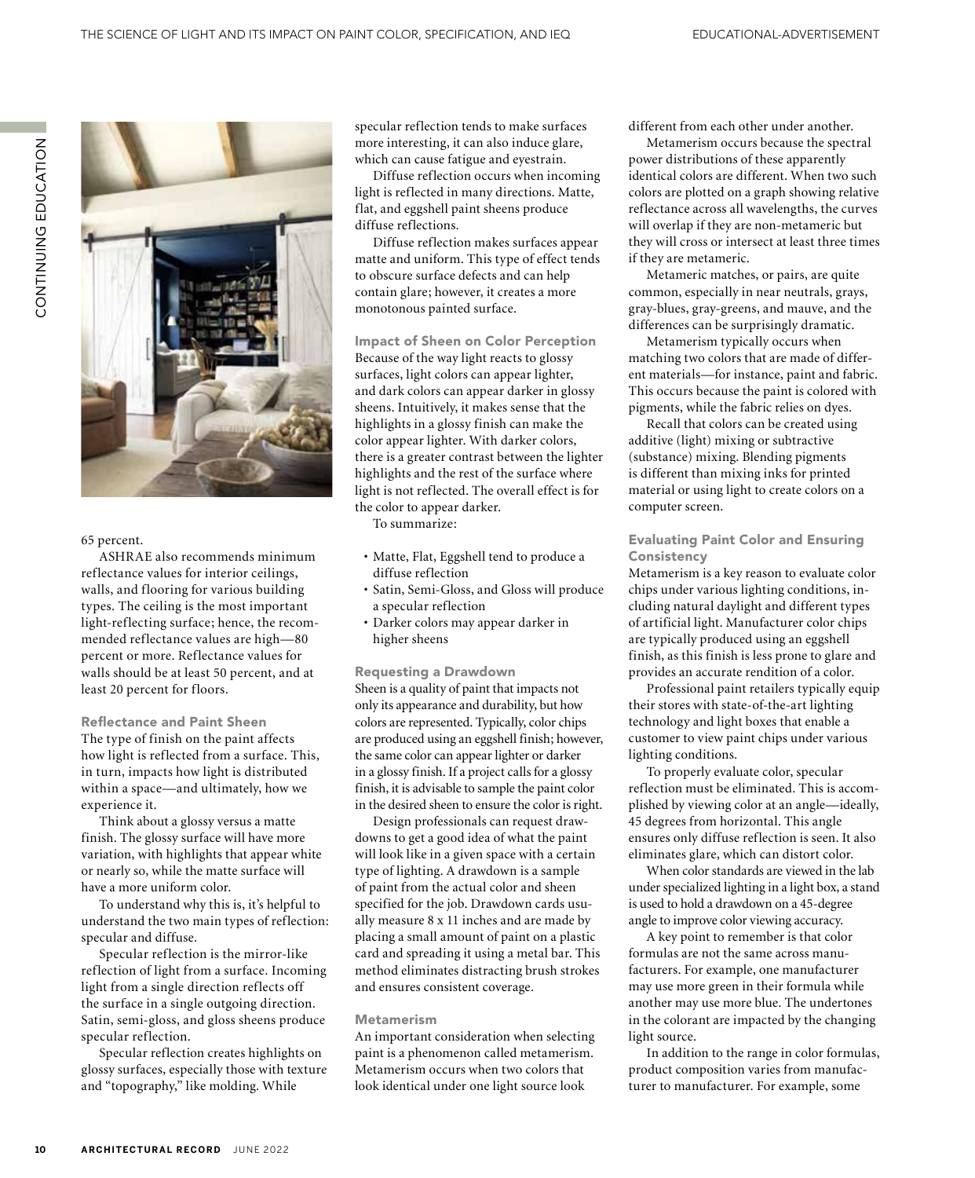65 percent.

ASHRAE also recommends minimum reflectance values for interior ceilings, walls, and flooring for various building types. The ceiling is the most important light-reflecting surface; hence, the recommended reflectance values are high—80 percent or more. Reflectance values for walls should be at least 50 percent, and at least 20 percent for floors.

### Reflectance and Paint Sheen

The type of finish on the paint affects how light is reflected from a surface. This, in turn, impacts how light is distributed within a space—and ultimately, how we experience it.

Think about a glossy versus a matte finish. The glossy surface will have more variation, with highlights that appear white or nearly so, while the matte surface will have a more uniform color.

To understand why this is, it's helpful to understand the two main types of reflection: specular and diffuse.

Specular reflection is the mirror-like reflection of light from a surface. Incoming light from a single direction reflects off the surface in a single outgoing direction. Satin, semi-gloss, and gloss sheens produce specular reflection.

Specular reflection creates highlights on glossy surfaces, especially those with texture and "topography," like molding. While specular reflection tends to make surfaces more interesting, it can also induce glare, which can cause fatigue and eyestrain.

Diffuse reflection occurs when incoming light is reflected in many directions. Matte, flat, and eggshell paint sheens produce diffuse reflections.

Diffuse reflection makes surfaces appear matte and uniform. This type of effect tends to obscure surface defects and can help contain glare; however, it creates a more monotonous painted surface.

### Impact of Sheen on Color Perception

Because of the way light reacts to glossy surfaces, light colors can appear lighter, and dark colors can appear darker in glossy sheens. Intuitively, it makes sense that the highlights in a glossy finish can make the color appear lighter. With darker colors, there is a greater contrast between the lighter highlights and the rest of the surface where light is not reflected. The overall effect is for the color to appear darker.

To summarize:

- Matte, Flat, Eggshell tend to produce a diffuse reflection
- Satin, Semi-Gloss, and Gloss will produce a specular reflection
- Darker colors may appear darker in higher sheens

### Requesting a Drawdown

Sheen is a quality of paint that impacts not only its appearance and durability, but how colors are represented. Typically, color chips are produced using an eggshell finish; however, the same color can appear lighter or darker in a glossy finish. If a project calls for a glossy finish, it is advisable to sample the paint color in the desired sheen to ensure the color is right.

Design professionals can request drawdowns to get a good idea of what the paint will look like in a given space with a certain type of lighting. A drawdown is a sample of paint from the actual color and sheen specified for the job. Drawdown cards usually measure 8 x 11 inches and are made by placing a small amount of paint on a plastic card and spreading it using a metal bar. This method eliminates distracting brush strokes and ensures consistent coverage.

### Metamerism

An important consideration when selecting paint is a phenomenon called metamerism. Metamerism occurs when two colors that look identical under one light source look different from each other under another.

Metamerism occurs because the spectral power distributions of these apparently identical colors are different. When two such colors are plotted on a graph showing relative reflectance across all wavelengths, the curves will overlap if they are non-metameric but they will cross or intersect at least three times if they are metameric.

Metameric matches, or pairs, are quite common, especially in near neutrals, grays, gray-blues, gray-greens, and mauve, and the differences can be surprisingly dramatic.

Metamerism typically occurs when matching two colors that are made of different materials—for instance, paint and fabric. This occurs because the paint is colored with pigments, while the fabric relies on dyes.

Recall that colors can be created using additive (light) mixing or subtractive (substance) mixing. Blending pigments is different than mixing inks for printed material or using light to create colors on a computer screen.

### Evaluating Paint Color and Ensuring Consistency

Metamerism is a key reason to evaluate color chips under various lighting conditions, including natural daylight and different types of artificial light. Manufacturer color chips are typically produced using an eggshell finish, as this finish is less prone to glare and provides an accurate rendition of a color.

Professional paint retailers typically equip their stores with state-of-the-art lighting technology and light boxes that enable a customer to view paint chips under various lighting conditions.

To properly evaluate color, specular reflection must be eliminated. This is accomplished by viewing color at an angle—ideally, 45 degrees from horizontal. This angle ensures only diffuse reflection is seen. It also eliminates glare, which can distort color.

When color standards are viewed in the lab under specialized lighting in a light box, a stand is used to hold a drawdown on a 45-degree angle to improve color viewing accuracy.

A key point to remember is that color formulas are not the same across manufacturers. For example, one manufacturer may use more green in their formula while another may use more blue. The undertones in the colorant are impacted by the changing light source.

In addition to the range in color formulas, product composition varies from manufacturer to manufacturer. For example, some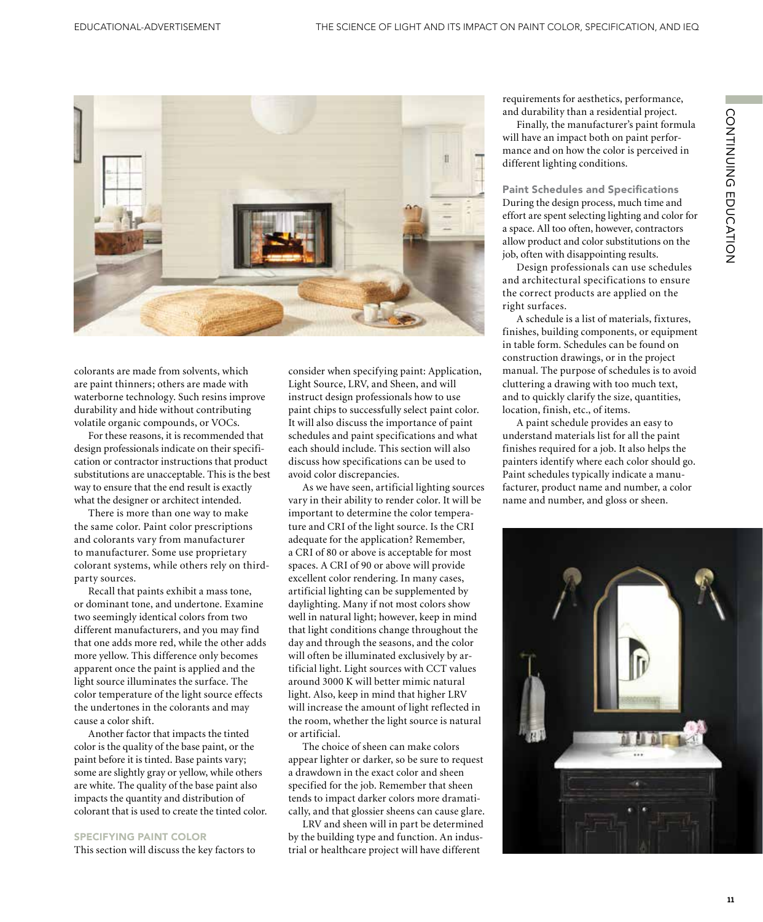colorants are made from solvents, which are paint thinners; others are made with waterborne technology. Such resins improve durability and hide without contributing volatile organic compounds, or VOCs.

For these reasons, it is recommended that design professionals indicate on their specification or contractor instructions that product substitutions are unacceptable. This is the best way to ensure that the end result is exactly what the designer or architect intended.

There is more than one way to make the same color. Paint color prescriptions and colorants vary from manufacturer to manufacturer. Some use proprietary colorant systems, while others rely on third-party sources.

Recall that paints exhibit a mass tone, or dominant tone, and undertone. Examine two seemingly identical colors from two different manufacturers, and you may find that one adds more red, while the other adds more yellow. This difference only becomes apparent once the paint is applied and the light source illuminates the surface. The color temperature of the light source effects the undertones in the colorants and may cause a color shift.

Another factor that impacts the tinted color is the quality of the base paint, or the paint before it is tinted. Base paints vary; some are slightly gray or yellow, while others are white. The quality of the base paint also impacts the quantity and distribution of colorant that is used to create the tinted color.

## SPECIFYING PAINT COLOR

This section will discuss the key factors to consider when specifying paint: Application, Light Source, LRV, and Sheen, and will instruct design professionals how to use paint chips to successfully select paint color. It will also discuss the importance of paint schedules and paint specifications and what each should include. This section will also discuss how specifications can be used to avoid color discrepancies.

As we have seen, artificial lighting sources vary in their ability to render color. It will be important to determine the color temperature and CRI of the light source. Is the CRI adequate for the application? Remember, a CRI of 80 or above is acceptable for most spaces. A CRI of 90 or above will provide excellent color rendering. In many cases, artificial lighting can be supplemented by daylighting. Many if not most colors show well in natural light; however, keep in mind that light conditions change throughout the day and through the seasons, and the color will often be illuminated exclusively by artificial light. Light sources with CCT values around 3000 K will better mimic natural light. Also, keep in mind that higher LRV will increase the amount of light reflected in the room, whether the light source is natural or artificial.

The choice of sheen can make colors appear lighter or darker, so be sure to request a drawdown in the exact color and sheen specified for the job. Remember that sheen tends to impact darker colors more dramatically, and that glossier sheens can cause glare.

LRV and sheen will in part be determined by the building type and function. An industrial or healthcare project will have different requirements for aesthetics, performance, and durability than a residential project.

Finally, the manufacturer's paint formula will have an impact both on paint performance and on how the color is perceived in different lighting conditions.

### Paint Schedules and Specifications

During the design process, much time and effort are spent selecting lighting and color for a space. All too often, however, contractors allow product and color substitutions on the job, often with disappointing results.

Design professionals can use schedules and architectural specifications to ensure the correct products are applied on the right surfaces.

A schedule is a list of materials, fixtures, finishes, building components, or equipment in table form. Schedules can be found on construction drawings, or in the project manual. The purpose of schedules is to avoid cluttering a drawing with too much text, and to quickly clarify the size, quantities, location, finish, etc., of items.

A paint schedule provides an easy to understand materials list for all the paint finishes required for a job. It also helps the painters identify where each color should go. Paint schedules typically indicate a manufacturer, product name and number, a color name and number, and gloss or sheen.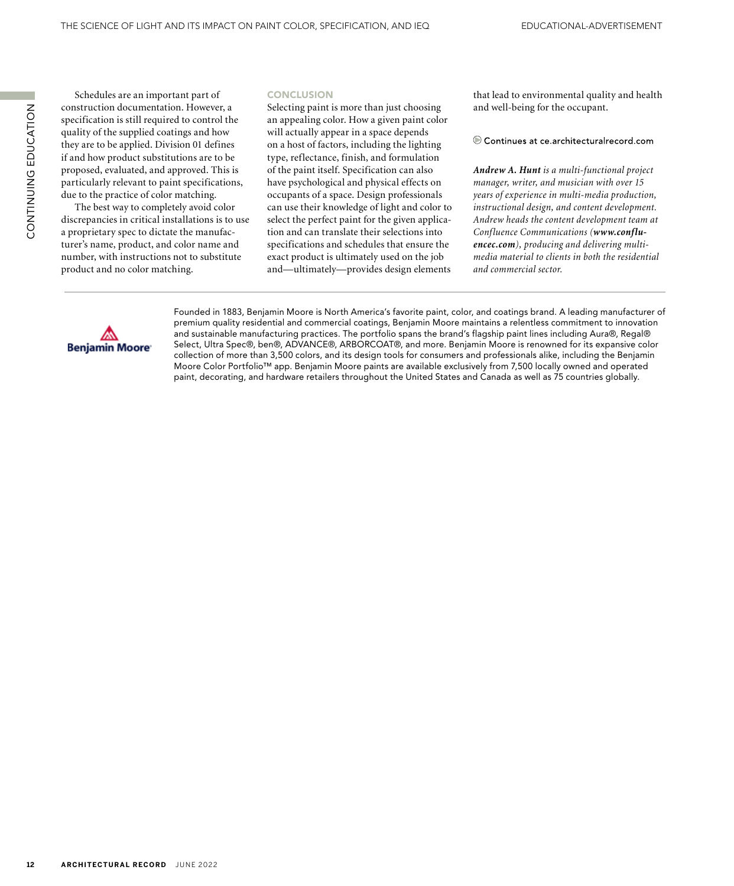Schedules are an important part of construction documentation. However, a specification is still required to control the quality of the supplied coatings and how they are to be applied. Division 01 defines if and how product substitutions are to be proposed, evaluated, and approved. This is particularly relevant to paint specifications, due to the practice of color matching.

The best way to completely avoid color discrepancies in critical installations is to use a proprietary spec to dictate the manufacturer's name, product, and color name and number, with instructions not to substitute product and no color matching.

## CONCLUSION

Selecting paint is more than just choosing an appealing color. How a given paint color will actually appear in a space depends on a host of factors, including the lighting type, reflectance, finish, and formulation of the paint itself. Specification can also have psychological and physical effects on occupants of a space. Design professionals can use their knowledge of light and color to select the perfect paint for the given application and can translate their selections into specifications and schedules that ensure the exact product is ultimately used on the job and—ultimately—provides design elements that lead to environmental quality and health and well-being for the occupant.

Continues at ce.architecturalrecord.com

***Andrew A. Hunt** is a multi-functional project manager, writer, and musician with over 15 years of experience in multi-media production, instructional design, and content development. Andrew heads the content development team at Confluence Communications (**www.confluencec.com**), producing and delivering multi-media material to clients in both the residential and commercial sector.*

---

Benjamin Moore

Founded in 1883, Benjamin Moore is North America's favorite paint, color, and coatings brand. A leading manufacturer of premium quality residential and commercial coatings, Benjamin Moore maintains a relentless commitment to innovation and sustainable manufacturing practices. The portfolio spans the brand's flagship paint lines including Aura®, Regal® Select, Ultra Spec®, ben®, ADVANCE®, ARBORCOAT®, and more. Benjamin Moore is renowned for its expansive color collection of more than 3,500 colors, and its design tools for consumers and professionals alike, including the Benjamin Moore Color Portfolio™ app. Benjamin Moore paints are available exclusively from 7,500 locally owned and operated paint, decorating, and hardware retailers throughout the United States and Canada as well as 75 countries globally.